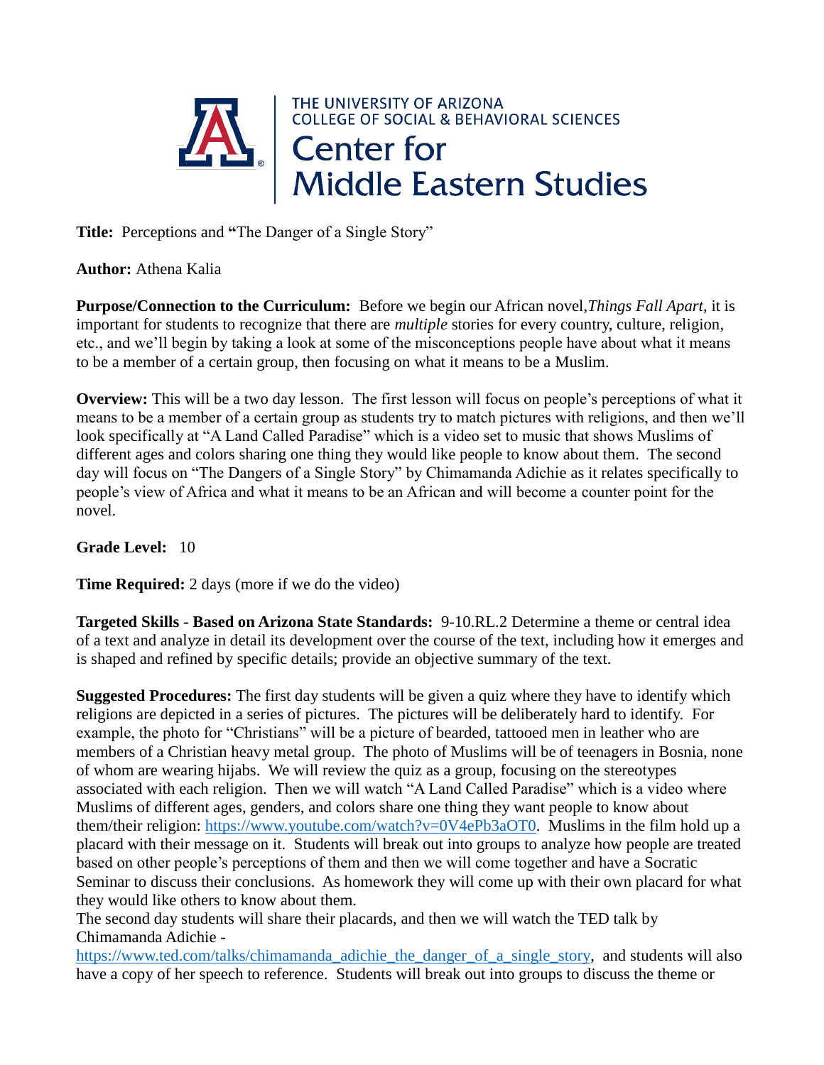THE UNIVERSITY OF ARIZONA
COLLEGE OF SOCIAL & BEHAVIORAL SCIENCES
Center for
Middle Eastern Studies

**Title:** Perceptions and **"**The Danger of a Single Story"

**Author:** Athena Kalia

**Purpose/Connection to the Curriculum:** Before we begin our African novel,*Things Fall Apart*, it is important for students to recognize that there are *multiple* stories for every country, culture, religion, etc., and we'll begin by taking a look at some of the misconceptions people have about what it means to be a member of a certain group, then focusing on what it means to be a Muslim.

**Overview:** This will be a two day lesson. The first lesson will focus on people's perceptions of what it means to be a member of a certain group as students try to match pictures with religions, and then we'll look specifically at "A Land Called Paradise" which is a video set to music that shows Muslims of different ages and colors sharing one thing they would like people to know about them. The second day will focus on "The Dangers of a Single Story" by Chimamanda Adichie as it relates specifically to people's view of Africa and what it means to be an African and will become a counter point for the novel.

**Grade Level:** 10

**Time Required:** 2 days (more if we do the video)

**Targeted Skills - Based on Arizona State Standards:** 9-10.RL.2 Determine a theme or central idea of a text and analyze in detail its development over the course of the text, including how it emerges and is shaped and refined by specific details; provide an objective summary of the text.

**Suggested Procedures:** The first day students will be given a quiz where they have to identify which religions are depicted in a series of pictures. The pictures will be deliberately hard to identify. For example, the photo for "Christians" will be a picture of bearded, tattooed men in leather who are members of a Christian heavy metal group. The photo of Muslims will be of teenagers in Bosnia, none of whom are wearing hijabs. We will review the quiz as a group, focusing on the stereotypes associated with each religion. Then we will watch "A Land Called Paradise" which is a video where Muslims of different ages, genders, and colors share one thing they want people to know about them/their religion: https://www.youtube.com/watch?v=0V4ePb3aOT0. Muslims in the film hold up a placard with their message on it. Students will break out into groups to analyze how people are treated based on other people's perceptions of them and then we will come together and have a Socratic Seminar to discuss their conclusions. As homework they will come up with their own placard for what they would like others to know about them.

The second day students will share their placards, and then we will watch the TED talk by Chimamanda Adichie - https://www.ted.com/talks/chimamanda_adichie_the_danger_of_a_single_story, and students will also have a copy of her speech to reference. Students will break out into groups to discuss the theme or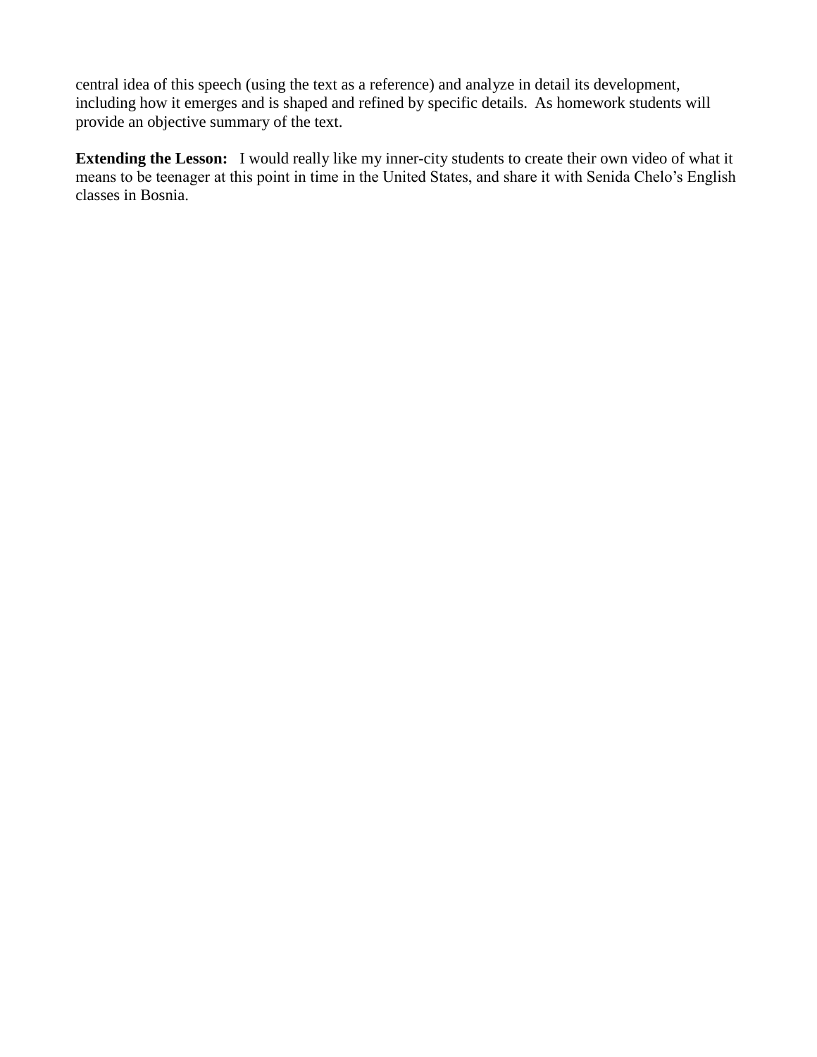central idea of this speech (using the text as a reference) and analyze in detail its development, including how it emerges and is shaped and refined by specific details. As homework students will provide an objective summary of the text.

**Extending the Lesson:** I would really like my inner-city students to create their own video of what it means to be teenager at this point in time in the United States, and share it with Senida Chelo's English classes in Bosnia.